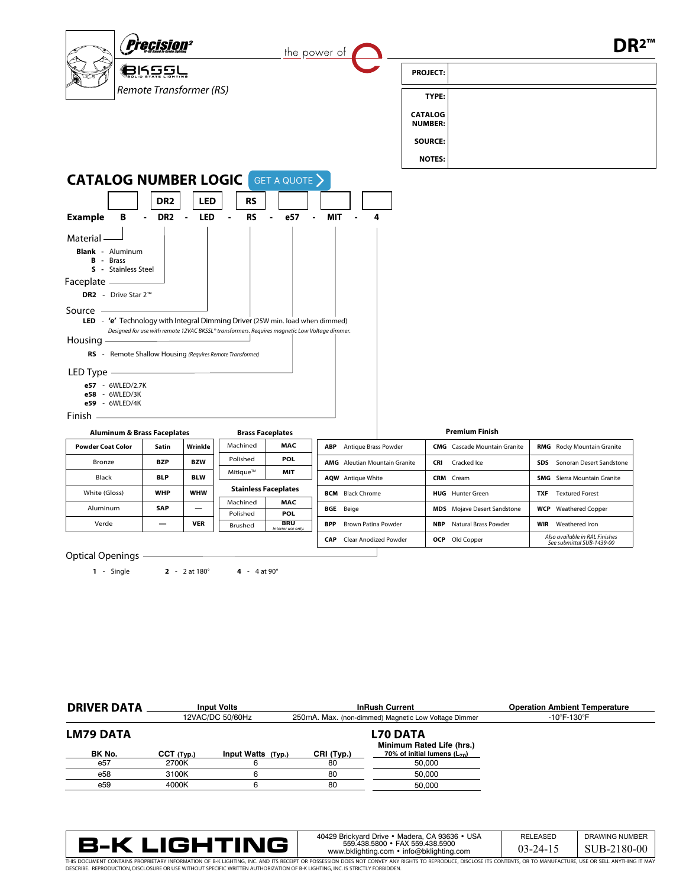# DR2™

**Precision²** IP-68 Rated In-Grade Lighting

BKSSL Solid State Lighting

*Remote Transformer (RS)*

the power of

| | |
|---|---|
| **PROJECT:** | |
| **TYPE:** | |
| **CATALOG NUMBER:** | |
| **SOURCE:** | |
| **NOTES:** | |

## CATALOG NUMBER LOGIC

GET A QUOTE

| | | | | | | | |
|---|---|---|---|---|---|---|---|
| | DR2 | LED | RS | | | | |
| **Example** B | - DR2 | - LED | - RS | - e57 | - MIT | - 4 | |

**Material**

- **Blank** - Aluminum
- **B** - Brass
- **S** - Stainless Steel

**Faceplate**

- **DR2** - Drive Star 2™

**Source**

- **LED** - **'e'** Technology with Integral Dimming Driver (25W min. load when dimmed)
  *Designed for use with remote 12VAC BKSSL® transformers. Requires magnetic Low Voltage dimmer.*

**Housing**

- **RS** - Remote Shallow Housing *(Requires Remote Transformer)*

**LED Type**

- **e57** - 6WLED/2.7K
- **e58** - 6WLED/3K
- **e59** - 6WLED/4K

**Finish**

**Aluminum & Brass Faceplates**

| Powder Coat Color | Satin | Wrinkle |
|---|---|---|
| Bronze | BZP | BZW |
| Black | BLP | BLW |
| White (Gloss) | WHP | WHW |
| Aluminum | SAP | — |
| Verde | — | VER |

**Brass Faceplates**

| | |
|---|---|
| Machined | MAC |
| Polished | POL |
| Mitique™ | MIT |

**Stainless Faceplates**

| | |
|---|---|
| Machined | MAC |
| Polished | POL |
| Brushed | BRU *Interior use only.* |

**Premium Finish**

| | | |
|---|---|---|
| **ABP** Antique Brass Powder | **CMG** Cascade Mountain Granite | **RMG** Rocky Mountain Granite |
| **AMG** Aleutian Mountain Granite | **CRI** Cracked Ice | **SDS** Sonoran Desert Sandstone |
| **AQW** Antique White | **CRM** Cream | **SMG** Sierra Mountain Granite |
| **BCM** Black Chrome | **HUG** Hunter Green | **TXF** Textured Forest |
| **BGE** Beige | **MDS** Mojave Desert Sandstone | **WCP** Weathered Copper |
| **BPP** Brown Patina Powder | **NBP** Natural Brass Powder | **WIR** Weathered Iron |
| **CAP** Clear Anodized Powder | **OCP** Old Copper | *Also available in RAL Finishes See submittal SUB-1439-00* |

**Optical Openings**

- **1** - Single
- **2** - 2 at 180°
- **4** - 4 at 90°

## DRIVER DATA

| Input Volts | InRush Current | Operation Ambient Temperature |
|---|---|---|
| 12VAC/DC 50/60Hz | 250mA. Max. (non-dimmed) Magnetic Low Voltage Dimmer | -10°F-130°F |

## LM79 DATA

| BK No. | CCT (Typ.) | Input Watts (Typ.) | CRI (Typ.) |
|---|---|---|---|
| e57 | 2700K | 6 | 80 |
| e58 | 3100K | 6 | 80 |
| e59 | 4000K | 6 | 80 |

## L70 DATA

| Minimum Rated Life (hrs.) 70% of initial lumens ($L_{70}$) |
|---|
| 50,000 |
| 50,000 |
| 50,000 |

**B-K LIGHTING**

40429 Brickyard Drive • Madera, CA 93636 • USA
559.438.5800 • FAX 559.438.5900
www.bklighting.com • info@bklighting.com

| RELEASED | DRAWING NUMBER |
|---|---|
| 03-24-15 | SUB-2180-00 |

THIS DOCUMENT CONTAINS PROPRIETARY INFORMATION OF B-K LIGHTING, INC. AND ITS RECEIPT OR POSSESSION DOES NOT CONVEY ANY RIGHTS TO REPRODUCE, DISCLOSE ITS CONTENTS, OR TO MANUFACTURE, USE OR SELL ANYTHING IT MAY DESCRIBE. REPRODUCTION, DISCLOSURE OR USE WITHOUT SPECIFIC WRITTEN AUTHORIZATION OF B-K LIGHTING, INC. IS STRICTLY FORBIDDEN.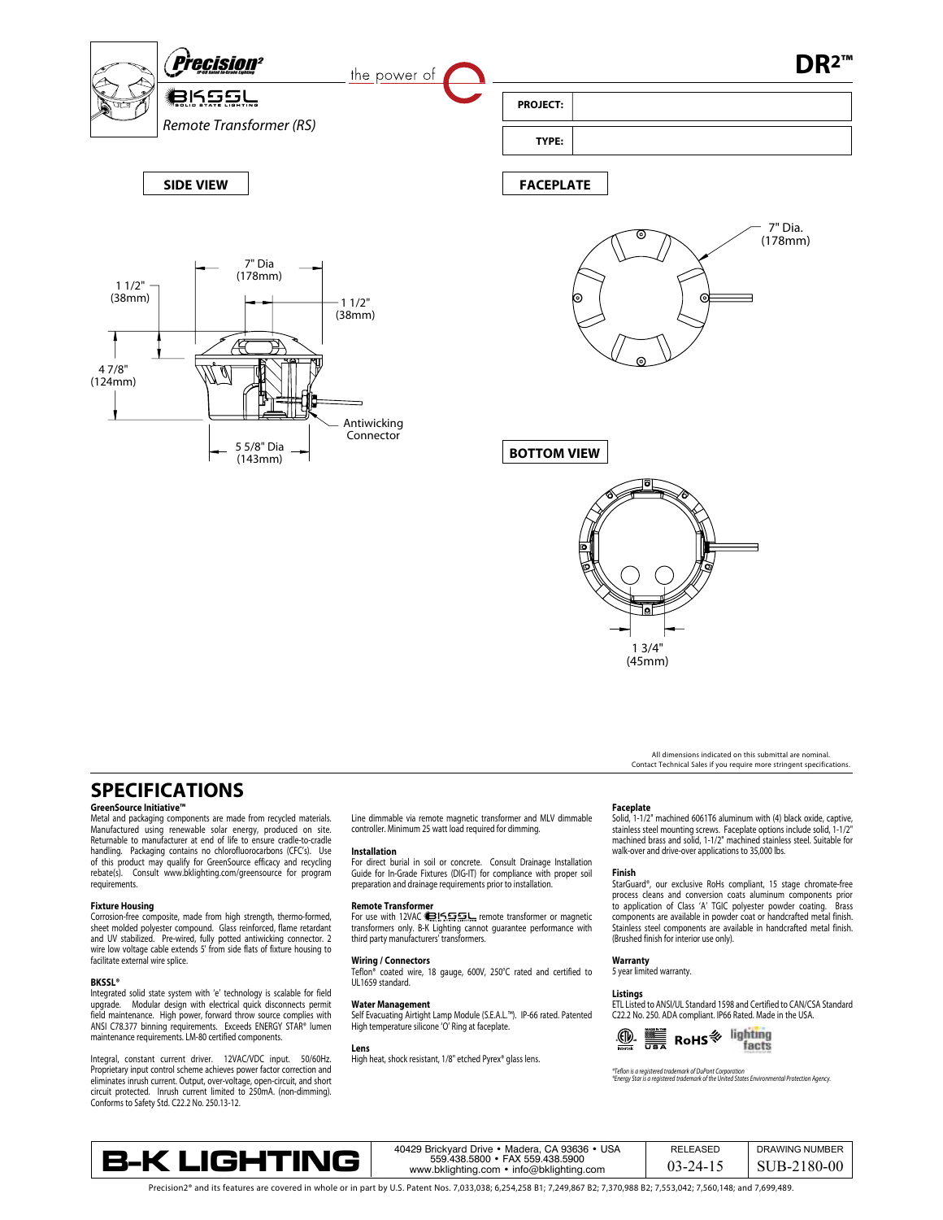Precision2

BKSSL

*Remote Transformer (RS)*

the power of

# DR2™

| | |
|---|---|
| **PROJECT:** | |
| **TYPE:** | |

**SIDE VIEW**

7" Dia
(178mm)

1 1/2"
(38mm)

1 1/2"
(38mm)

4 7/8"
(124mm)

5 5/8" Dia
(143mm)

Antiwicking
Connector

**FACEPLATE**

7" Dia.
(178mm)

**BOTTOM VIEW**

1 3/4"
(45mm)

All dimensions indicated on this submittal are nominal.
Contact Technical Sales if you require more stringent specifications.

## SPECIFICATIONS

**GreenSource Initiative™**
Metal and packaging components are made from recycled materials. Manufactured using renewable solar energy, produced on site. Returnable to manufacturer at end of life to ensure cradle-to-cradle handling. Packaging contains no chlorofluorocarbons (CFC's). Use of this product may qualify for GreenSource efficacy and recycling rebate(s). Consult www.bklighting.com/greensource for program requirements.

**Fixture Housing**
Corrosion-free composite, made from high strength, thermo-formed, sheet molded polyester compound. Glass reinforced, flame retardant and UV stabilized. Pre-wired, fully potted antiwicking connector. 2 wire low voltage cable extends 5' from side flats of fixture housing to facilitate external wire splice.

**BKSSL®**
Integrated solid state system with 'e' technology is scalable for field upgrade. Modular design with electrical quick disconnects permit field maintenance. High power, forward throw source complies with ANSI C78.377 binning requirements. Exceeds ENERGY STAR® lumen maintenance requirements. LM-80 certified components.

Integral, constant current driver. 12VAC/VDC input. 50/60Hz. Proprietary input control scheme achieves power factor correction and eliminates inrush current. Output, over-voltage, open-circuit, and short circuit protected. Inrush current limited to 250mA. (non-dimming). Conforms to Safety Std. C22.2 No. 250.13-12.

Line dimmable via remote magnetic transformer and MLV dimmable controller. Minimum 25 watt load required for dimming.

**Installation**
For direct burial in soil or concrete. Consult Drainage Installation Guide for In-Grade Fixtures (DIG-IT) for compliance with proper soil preparation and drainage requirements prior to installation.

**Remote Transformer**
For use with 12VAC BKSSL remote transformer or magnetic transformers only. B-K Lighting cannot guarantee performance with third party manufacturers' transformers.

**Wiring / Connectors**
Teflon® coated wire, 18 gauge, 600V, 250°C rated and certified to UL1659 standard.

**Water Management**
Self Evacuating Airtight Lamp Module (S.E.A.L.™). IP-66 rated. Patented High temperature silicone 'O' Ring at faceplate.

**Lens**
High heat, shock resistant, 1/8" etched Pyrex® glass lens.

**Faceplate**
Solid, 1-1/2" machined 6061T6 aluminum with (4) black oxide, captive, stainless steel mounting screws. Faceplate options include solid, 1-1/2" machined brass and solid, 1-1/2" machined stainless steel. Suitable for walk-over and drive-over applications to 35,000 lbs.

**Finish**
StarGuard®, our exclusive RoHs compliant, 15 stage chromate-free process cleans and conversion coats aluminum components prior to application of Class 'A' TGIC polyester powder coating. Brass components are available in powder coat or handcrafted metal finish. Stainless steel components are available in handcrafted metal finish. (Brushed finish for interior use only).

**Warranty**
5 year limited warranty.

**Listings**
ETL Listed to ANSI/UL Standard 1598 and Certified to CAN/CSA Standard C22.2 No. 250. ADA compliant. IP66 Rated. Made in the USA.

RoHS

*®Teflon is a registered trademark of DuPont Corporation*
*®Energy Star is a registered trademark of the United States Environmental Protection Agency.*

| B-K LIGHTING | 40429 Brickyard Drive • Madera, CA 93636 • USA 559.438.5800 • FAX 559.438.5900 www.bklighting.com • info@bklighting.com | RELEASED 03-24-15 | DRAWING NUMBER SUB-2180-00 |
|---|---|---|---|

Precision2® and its features are covered in whole or in part by U.S. Patent Nos. 7,033,038; 6,254,258 B1; 7,249,867 B2; 7,370,988 B2; 7,553,042; 7,560,148; and 7,699,489.